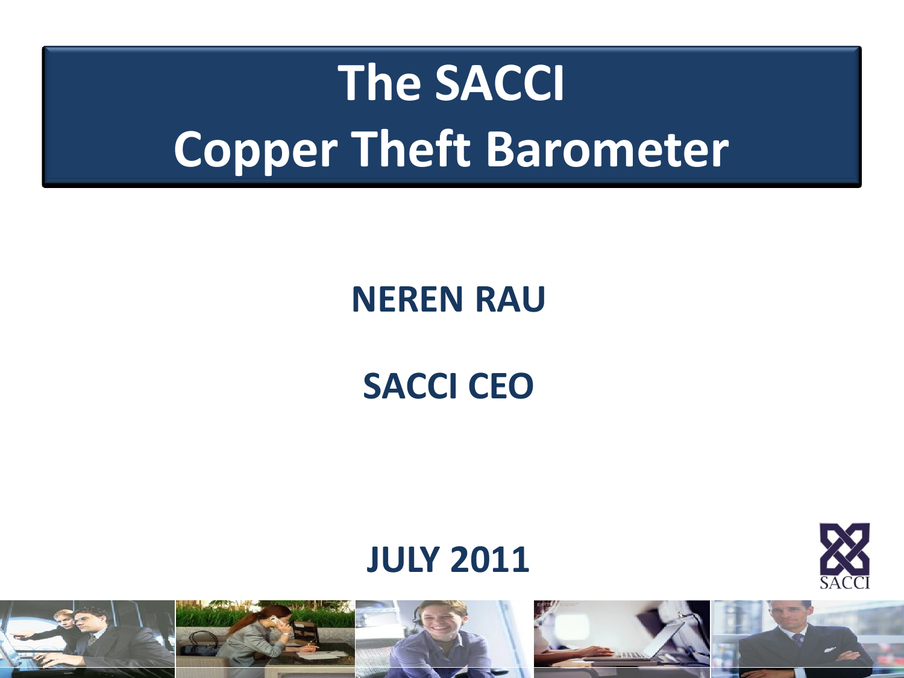# The SACCI Copper Theft Barometer

**NEREN RAU**

**SACCI CEO**

**JULY 2011**

SACCI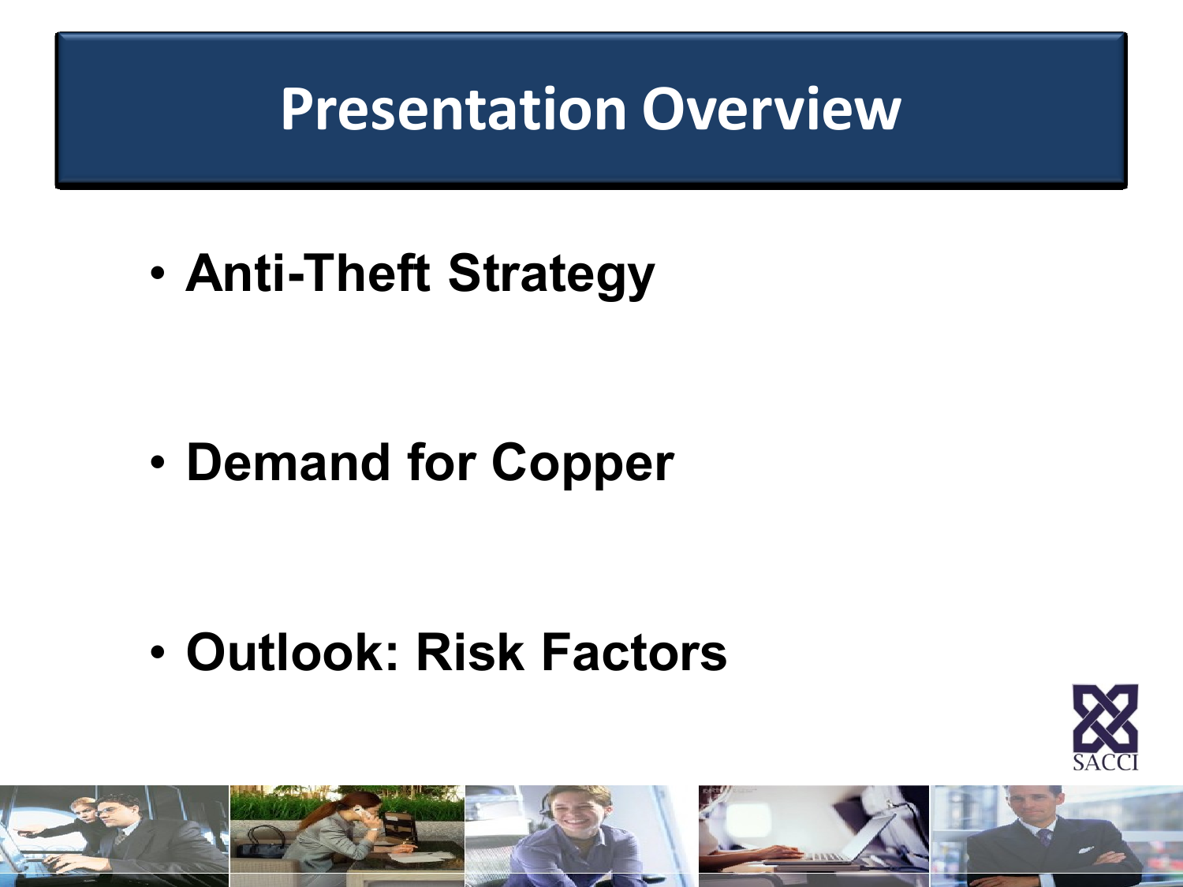# Presentation Overview

- **Anti-Theft Strategy**
- **Demand for Copper**
- **Outlook: Risk Factors**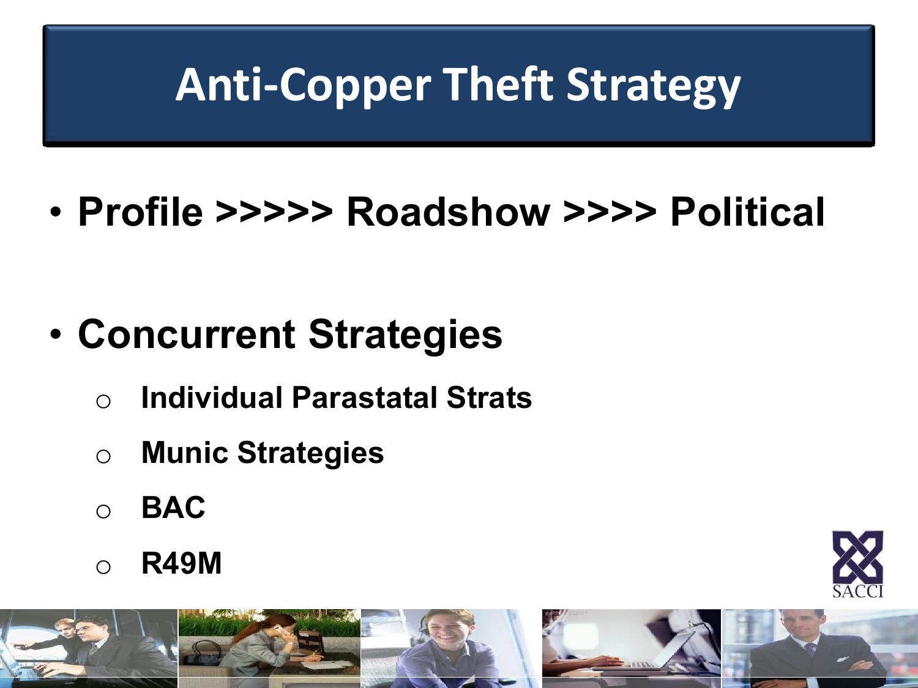# Anti-Copper Theft Strategy

- Profile >>>>> Roadshow >>>> Political

- Concurrent Strategies
  - Individual Parastatal Strats
  - Munic Strategies
  - BAC
  - R49M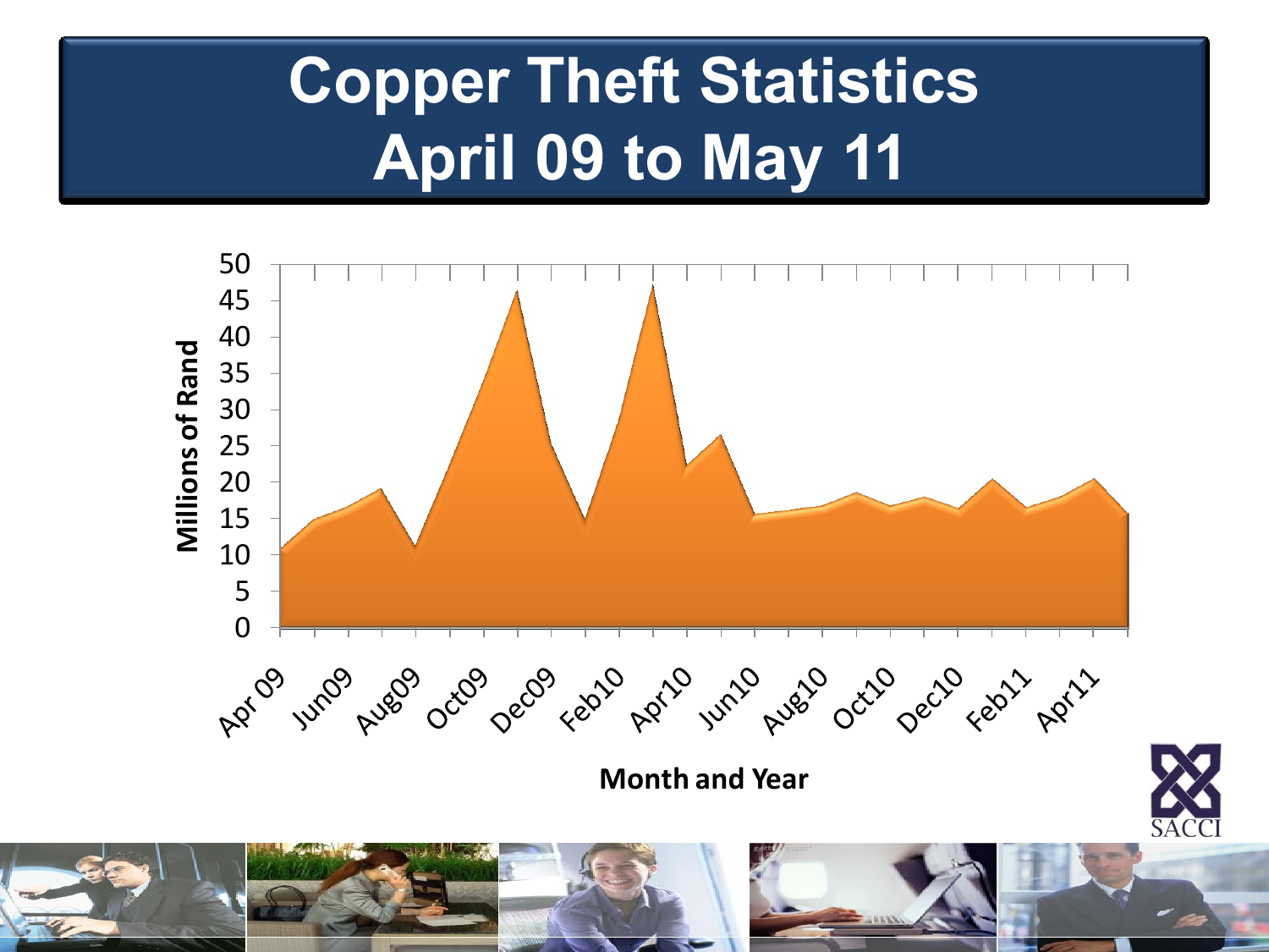# Copper Theft Statistics April 09 to May 11

Millions of Rand

50
45
40
35
30
25
20
15
10
5
0

Apr 09, Jun09, Aug09, Oct09, Dec09, Feb10, Apr10, Jun10, Aug10, Oct10, Dec10, Feb11, Apr11

Month and Year

SACCI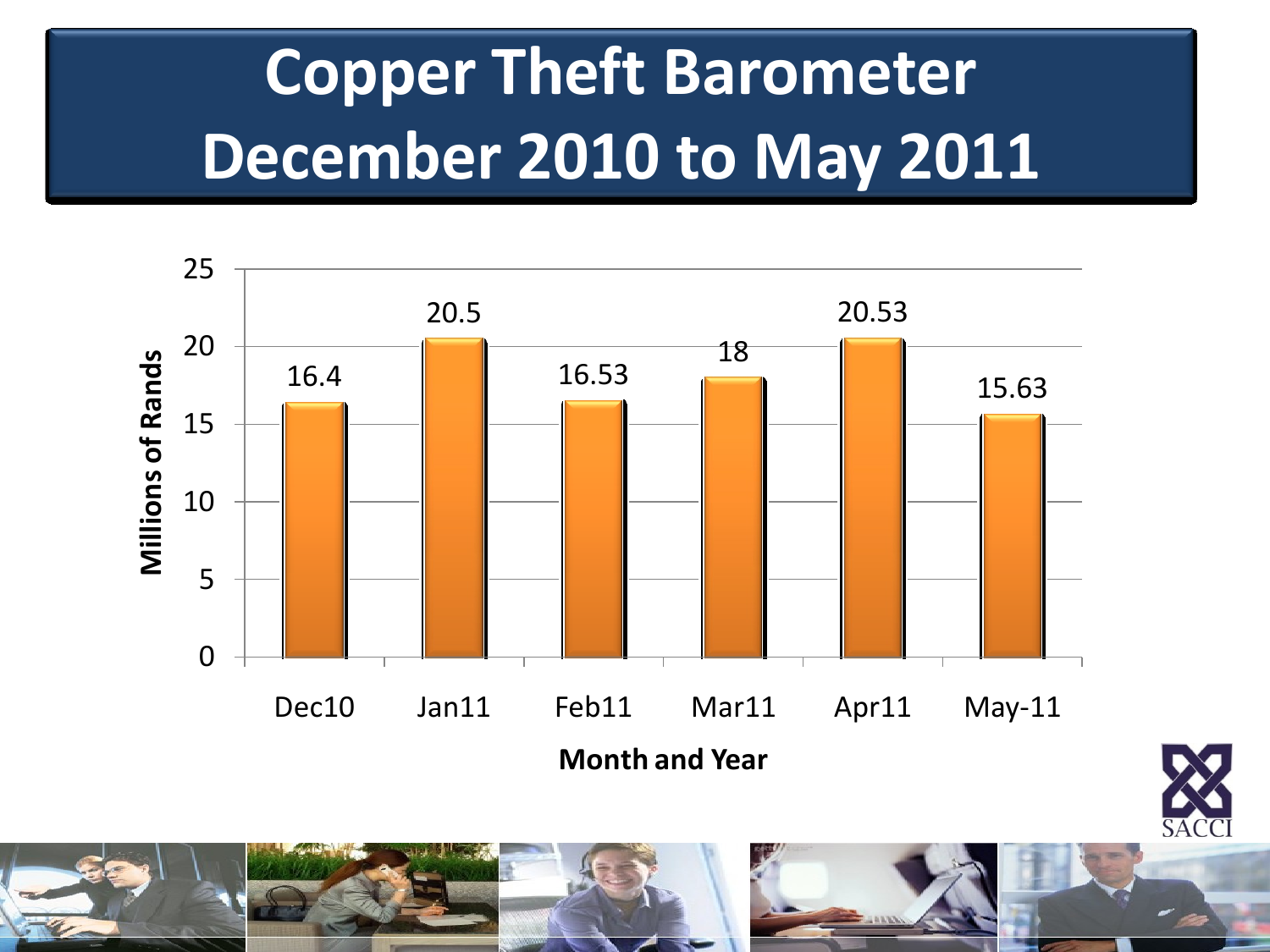# Copper Theft Barometer December 2010 to May 2011

| Month and Year | Millions of Rands |
|---|---|
| Dec10 | 16.4 |
| Jan11 | 20.5 |
| Feb11 | 16.53 |
| Mar11 | 18 |
| Apr11 | 20.53 |
| May-11 | 15.63 |

SACCI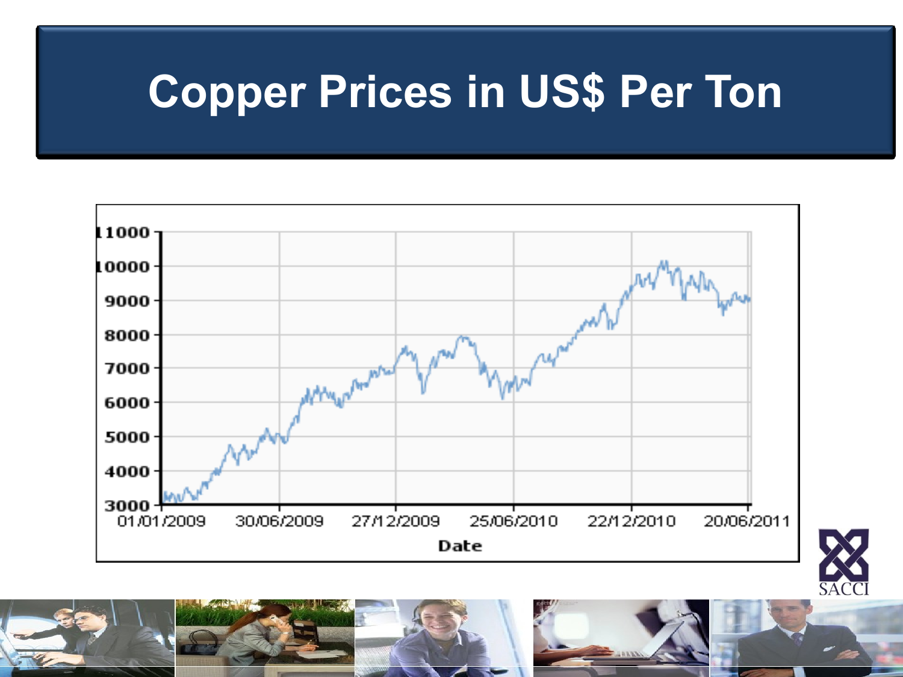# Copper Prices in US$ Per Ton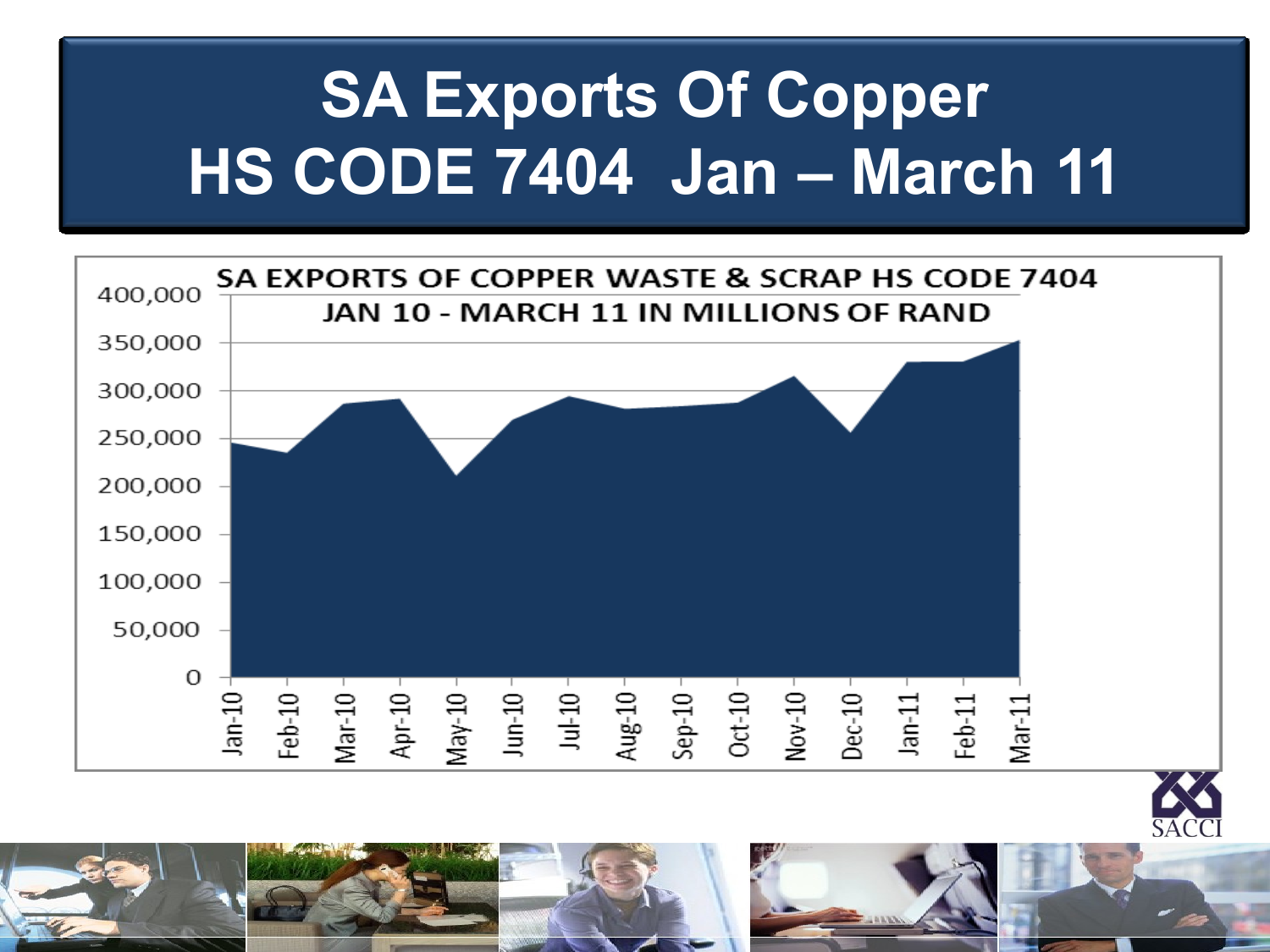# SA Exports Of Copper HS CODE 7404 Jan – March 11

SA EXPORTS OF COPPER WASTE & SCRAP HS CODE 7404
JAN 10 - MARCH 11 IN MILLIONS OF RAND

SACCI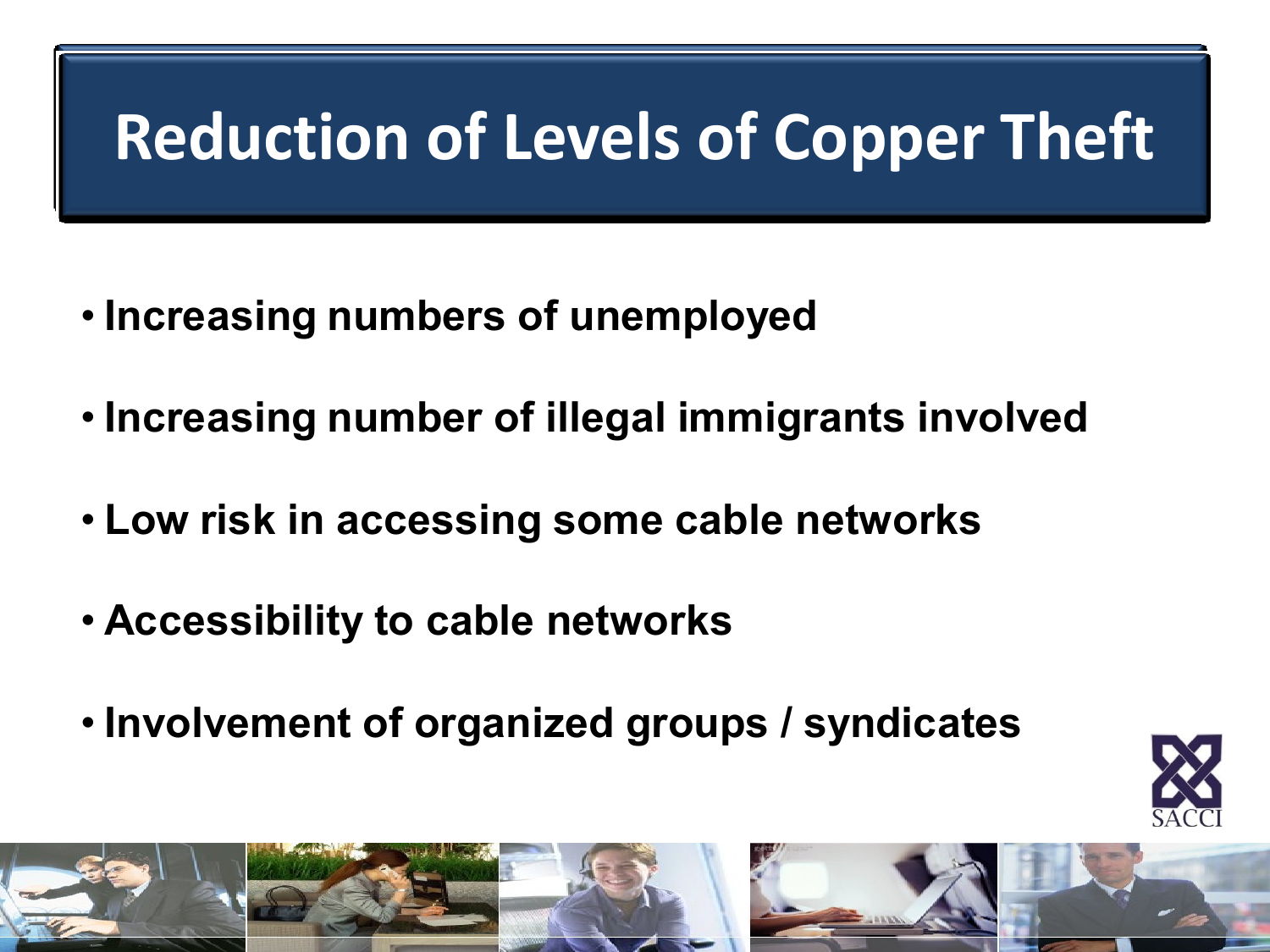# Reduction of Levels of Copper Theft

- **Increasing numbers of unemployed**
- **Increasing number of illegal immigrants involved**
- **Low risk in accessing some cable networks**
- **Accessibility to cable networks**
- **Involvement of organized groups / syndicates**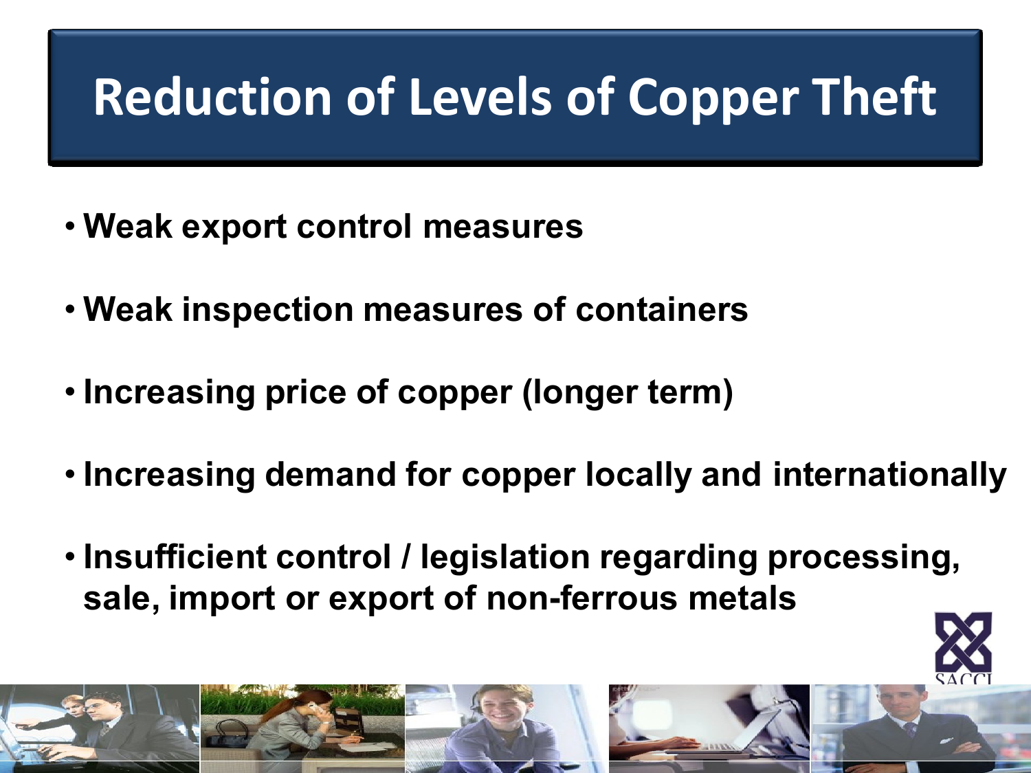# Reduction of Levels of Copper Theft

- **Weak export control measures**
- **Weak inspection measures of containers**
- **Increasing price of copper (longer term)**
- **Increasing demand for copper locally and internationally**
- **Insufficient control / legislation regarding processing, sale, import or export of non-ferrous metals**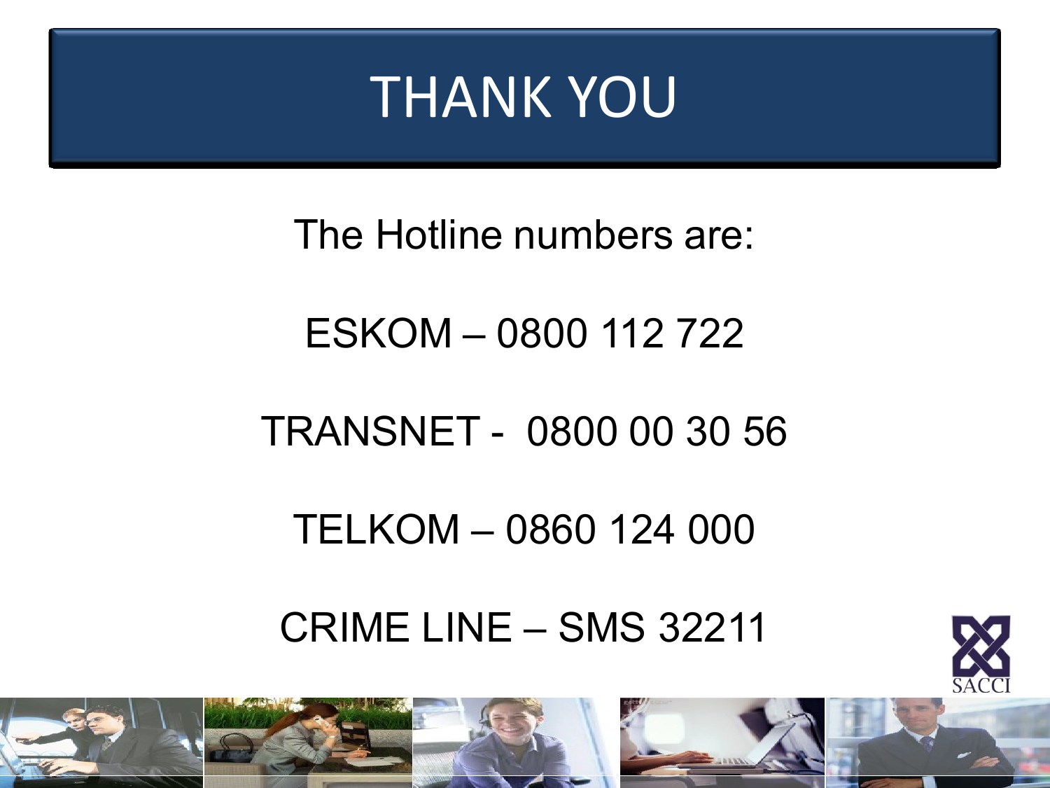# THANK YOU

The Hotline numbers are:

ESKOM – 0800 112 722

TRANSNET - 0800 00 30 56

TELKOM – 0860 124 000

CRIME LINE – SMS 32211

SACCI